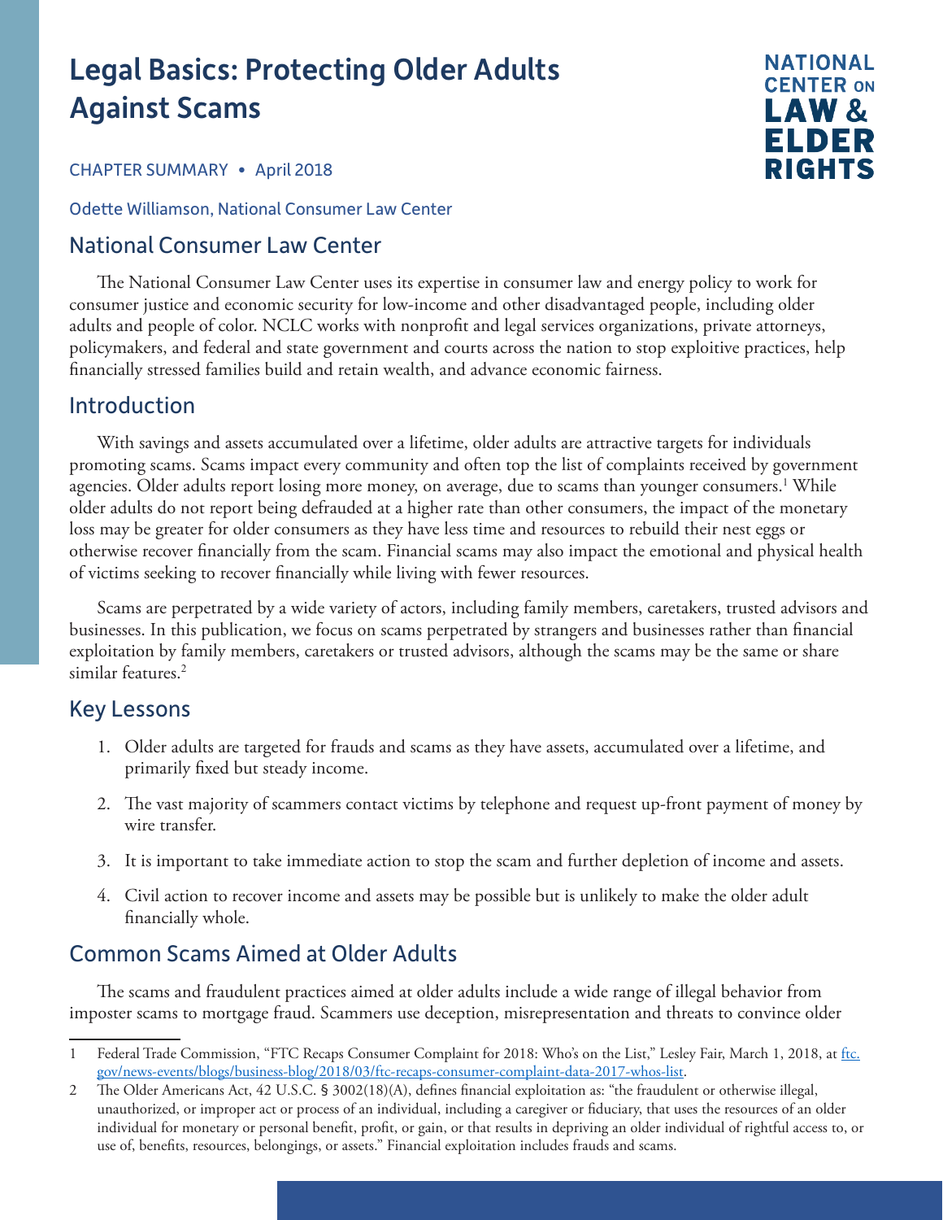# Legal Basics: Protecting Older Adults Against Scams

NATIONAL CENTER ON LAW & ELDER RIGHTS

CHAPTER SUMMARY • April 2018

Odette Williamson, National Consumer Law Center

## National Consumer Law Center

The National Consumer Law Center uses its expertise in consumer law and energy policy to work for consumer justice and economic security for low-income and other disadvantaged people, including older adults and people of color. NCLC works with nonprofit and legal services organizations, private attorneys, policymakers, and federal and state government and courts across the nation to stop exploitive practices, help financially stressed families build and retain wealth, and advance economic fairness.

## Introduction

With savings and assets accumulated over a lifetime, older adults are attractive targets for individuals promoting scams. Scams impact every community and often top the list of complaints received by government agencies. Older adults report losing more money, on average, due to scams than younger consumers.[1] While older adults do not report being defrauded at a higher rate than other consumers, the impact of the monetary loss may be greater for older consumers as they have less time and resources to rebuild their nest eggs or otherwise recover financially from the scam. Financial scams may also impact the emotional and physical health of victims seeking to recover financially while living with fewer resources.

Scams are perpetrated by a wide variety of actors, including family members, caretakers, trusted advisors and businesses. In this publication, we focus on scams perpetrated by strangers and businesses rather than financial exploitation by family members, caretakers or trusted advisors, although the scams may be the same or share similar features.[2]

## Key Lessons

1. Older adults are targeted for frauds and scams as they have assets, accumulated over a lifetime, and primarily fixed but steady income.
2. The vast majority of scammers contact victims by telephone and request up-front payment of money by wire transfer.
3. It is important to take immediate action to stop the scam and further depletion of income and assets.
4. Civil action to recover income and assets may be possible but is unlikely to make the older adult financially whole.

## Common Scams Aimed at Older Adults

The scams and fraudulent practices aimed at older adults include a wide range of illegal behavior from imposter scams to mortgage fraud. Scammers use deception, misrepresentation and threats to convince older

---

1 Federal Trade Commission, "FTC Recaps Consumer Complaint for 2018: Who's on the List," Lesley Fair, March 1, 2018, at ftc.gov/news-events/blogs/business-blog/2018/03/ftc-recaps-consumer-complaint-data-2017-whos-list.

2 The Older Americans Act, 42 U.S.C. § 3002(18)(A), defines financial exploitation as: "the fraudulent or otherwise illegal, unauthorized, or improper act or process of an individual, including a caregiver or fiduciary, that uses the resources of an older individual for monetary or personal benefit, profit, or gain, or that results in depriving an older individual of rightful access to, or use of, benefits, resources, belongings, or assets." Financial exploitation includes frauds and scams.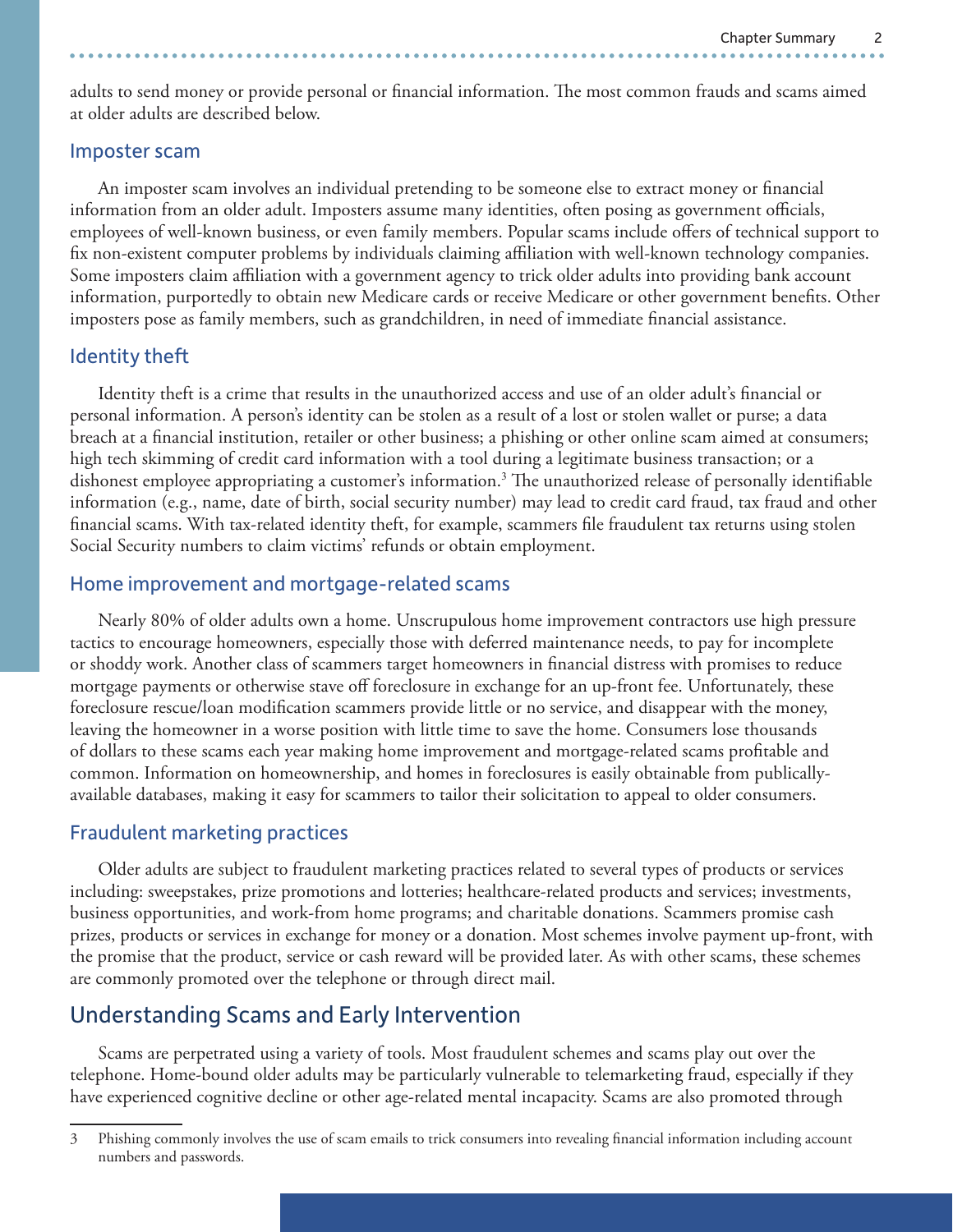adults to send money or provide personal or financial information. The most common frauds and scams aimed at older adults are described below.

### Imposter scam

An imposter scam involves an individual pretending to be someone else to extract money or financial information from an older adult. Imposters assume many identities, often posing as government officials, employees of well-known business, or even family members. Popular scams include offers of technical support to fix non-existent computer problems by individuals claiming affiliation with well-known technology companies. Some imposters claim affiliation with a government agency to trick older adults into providing bank account information, purportedly to obtain new Medicare cards or receive Medicare or other government benefits. Other imposters pose as family members, such as grandchildren, in need of immediate financial assistance.

### Identity theft

Identity theft is a crime that results in the unauthorized access and use of an older adult's financial or personal information. A person's identity can be stolen as a result of a lost or stolen wallet or purse; a data breach at a financial institution, retailer or other business; a phishing or other online scam aimed at consumers; high tech skimming of credit card information with a tool during a legitimate business transaction; or a dishonest employee appropriating a customer's information.[3] The unauthorized release of personally identifiable information (e.g., name, date of birth, social security number) may lead to credit card fraud, tax fraud and other financial scams. With tax-related identity theft, for example, scammers file fraudulent tax returns using stolen Social Security numbers to claim victims' refunds or obtain employment.

### Home improvement and mortgage-related scams

Nearly 80% of older adults own a home. Unscrupulous home improvement contractors use high pressure tactics to encourage homeowners, especially those with deferred maintenance needs, to pay for incomplete or shoddy work. Another class of scammers target homeowners in financial distress with promises to reduce mortgage payments or otherwise stave off foreclosure in exchange for an up-front fee. Unfortunately, these foreclosure rescue/loan modification scammers provide little or no service, and disappear with the money, leaving the homeowner in a worse position with little time to save the home. Consumers lose thousands of dollars to these scams each year making home improvement and mortgage-related scams profitable and common. Information on homeownership, and homes in foreclosures is easily obtainable from publically-available databases, making it easy for scammers to tailor their solicitation to appeal to older consumers.

### Fraudulent marketing practices

Older adults are subject to fraudulent marketing practices related to several types of products or services including: sweepstakes, prize promotions and lotteries; healthcare-related products and services; investments, business opportunities, and work-from home programs; and charitable donations. Scammers promise cash prizes, products or services in exchange for money or a donation. Most schemes involve payment up-front, with the promise that the product, service or cash reward will be provided later. As with other scams, these schemes are commonly promoted over the telephone or through direct mail.

## Understanding Scams and Early Intervention

Scams are perpetrated using a variety of tools. Most fraudulent schemes and scams play out over the telephone. Home-bound older adults may be particularly vulnerable to telemarketing fraud, especially if they have experienced cognitive decline or other age-related mental incapacity. Scams are also promoted through

---

3 Phishing commonly involves the use of scam emails to trick consumers into revealing financial information including account numbers and passwords.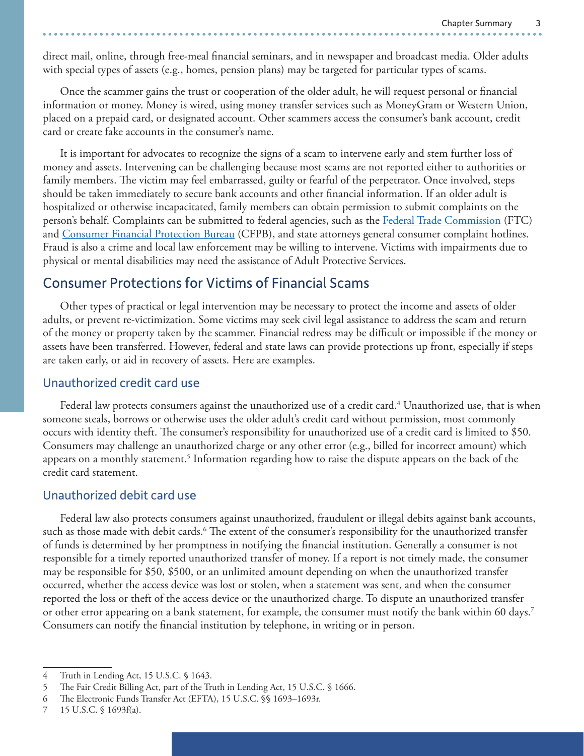direct mail, online, through free-meal financial seminars, and in newspaper and broadcast media. Older adults with special types of assets (e.g., homes, pension plans) may be targeted for particular types of scams.

Once the scammer gains the trust or cooperation of the older adult, he will request personal or financial information or money. Money is wired, using money transfer services such as MoneyGram or Western Union, placed on a prepaid card, or designated account. Other scammers access the consumer's bank account, credit card or create fake accounts in the consumer's name.

It is important for advocates to recognize the signs of a scam to intervene early and stem further loss of money and assets. Intervening can be challenging because most scams are not reported either to authorities or family members. The victim may feel embarrassed, guilty or fearful of the perpetrator. Once involved, steps should be taken immediately to secure bank accounts and other financial information. If an older adult is hospitalized or otherwise incapacitated, family members can obtain permission to submit complaints on the person's behalf. Complaints can be submitted to federal agencies, such as the Federal Trade Commission (FTC) and Consumer Financial Protection Bureau (CFPB), and state attorneys general consumer complaint hotlines. Fraud is also a crime and local law enforcement may be willing to intervene. Victims with impairments due to physical or mental disabilities may need the assistance of Adult Protective Services.

## Consumer Protections for Victims of Financial Scams

Other types of practical or legal intervention may be necessary to protect the income and assets of older adults, or prevent re-victimization. Some victims may seek civil legal assistance to address the scam and return of the money or property taken by the scammer. Financial redress may be difficult or impossible if the money or assets have been transferred. However, federal and state laws can provide protections up front, especially if steps are taken early, or aid in recovery of assets. Here are examples.

### Unauthorized credit card use

Federal law protects consumers against the unauthorized use of a credit card.[4] Unauthorized use, that is when someone steals, borrows or otherwise uses the older adult's credit card without permission, most commonly occurs with identity theft. The consumer's responsibility for unauthorized use of a credit card is limited to $50. Consumers may challenge an unauthorized charge or any other error (e.g., billed for incorrect amount) which appears on a monthly statement.[5] Information regarding how to raise the dispute appears on the back of the credit card statement.

### Unauthorized debit card use

Federal law also protects consumers against unauthorized, fraudulent or illegal debits against bank accounts, such as those made with debit cards.[6] The extent of the consumer's responsibility for the unauthorized transfer of funds is determined by her promptness in notifying the financial institution. Generally a consumer is not responsible for a timely reported unauthorized transfer of money. If a report is not timely made, the consumer may be responsible for $50, $500, or an unlimited amount depending on when the unauthorized transfer occurred, whether the access device was lost or stolen, when a statement was sent, and when the consumer reported the loss or theft of the access device or the unauthorized charge. To dispute an unauthorized transfer or other error appearing on a bank statement, for example, the consumer must notify the bank within 60 days.[7] Consumers can notify the financial institution by telephone, in writing or in person.

---

4 Truth in Lending Act, 15 U.S.C. § 1643.

5 The Fair Credit Billing Act, part of the Truth in Lending Act, 15 U.S.C. § 1666.

6 The Electronic Funds Transfer Act (EFTA), 15 U.S.C. §§ 1693–1693r.

7 15 U.S.C. § 1693f(a).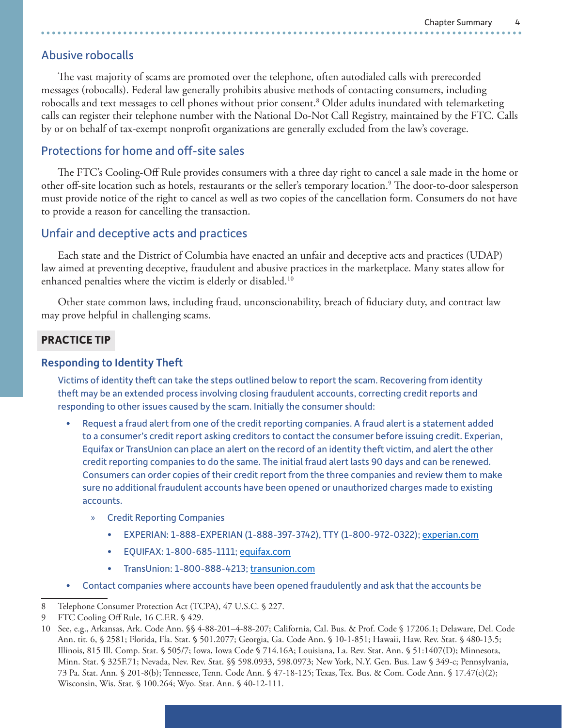## Abusive robocalls

The vast majority of scams are promoted over the telephone, often autodialed calls with prerecorded messages (robocalls). Federal law generally prohibits abusive methods of contacting consumers, including robocalls and text messages to cell phones without prior consent.[8] Older adults inundated with telemarketing calls can register their telephone number with the National Do-Not Call Registry, maintained by the FTC. Calls by or on behalf of tax-exempt nonprofit organizations are generally excluded from the law's coverage.

## Protections for home and off-site sales

The FTC's Cooling-Off Rule provides consumers with a three day right to cancel a sale made in the home or other off-site location such as hotels, restaurants or the seller's temporary location.[9] The door-to-door salesperson must provide notice of the right to cancel as well as two copies of the cancellation form. Consumers do not have to provide a reason for cancelling the transaction.

## Unfair and deceptive acts and practices

Each state and the District of Columbia have enacted an unfair and deceptive acts and practices (UDAP) law aimed at preventing deceptive, fraudulent and abusive practices in the marketplace. Many states allow for enhanced penalties where the victim is elderly or disabled.[10]

Other state common laws, including fraud, unconscionability, breach of fiduciary duty, and contract law may prove helpful in challenging scams.

**PRACTICE TIP**

### Responding to Identity Theft

Victims of identity theft can take the steps outlined below to report the scam. Recovering from identity theft may be an extended process involving closing fraudulent accounts, correcting credit reports and responding to other issues caused by the scam. Initially the consumer should:

- Request a fraud alert from one of the credit reporting companies. A fraud alert is a statement added to a consumer's credit report asking creditors to contact the consumer before issuing credit. Experian, Equifax or TransUnion can place an alert on the record of an identity theft victim, and alert the other credit reporting companies to do the same. The initial fraud alert lasts 90 days and can be renewed. Consumers can order copies of their credit report from the three companies and review them to make sure no additional fraudulent accounts have been opened or unauthorized charges made to existing accounts.
  - Credit Reporting Companies
    - EXPERIAN: 1-888-EXPERIAN (1-888-397-3742), TTY (1-800-972-0322); experian.com
    - EQUIFAX: 1-800-685-1111; equifax.com
    - TransUnion: 1-800-888-4213; transunion.com
- Contact companies where accounts have been opened fraudulently and ask that the accounts be

---

8 Telephone Consumer Protection Act (TCPA), 47 U.S.C. § 227.

9 FTC Cooling Off Rule, 16 C.F.R. § 429.

10 See, e.g., Arkansas, Ark. Code Ann. §§ 4-88-201–4-88-207; California, Cal. Bus. & Prof. Code § 17206.1; Delaware, Del. Code Ann. tit. 6, § 2581; Florida, Fla. Stat. § 501.2077; Georgia, Ga. Code Ann. § 10-1-851; Hawaii, Haw. Rev. Stat. § 480-13.5; Illinois, 815 Ill. Comp. Stat. § 505/7; Iowa, Iowa Code § 714.16A; Louisiana, La. Rev. Stat. Ann. § 51:1407(D); Minnesota, Minn. Stat. § 325F.71; Nevada, Nev. Rev. Stat. §§ 598.0933, 598.0973; New York, N.Y. Gen. Bus. Law § 349-c; Pennsylvania, 73 Pa. Stat. Ann. § 201-8(b); Tennessee, Tenn. Code Ann. § 47-18-125; Texas, Tex. Bus. & Com. Code Ann. § 17.47(c)(2); Wisconsin, Wis. Stat. § 100.264; Wyo. Stat. Ann. § 40-12-111.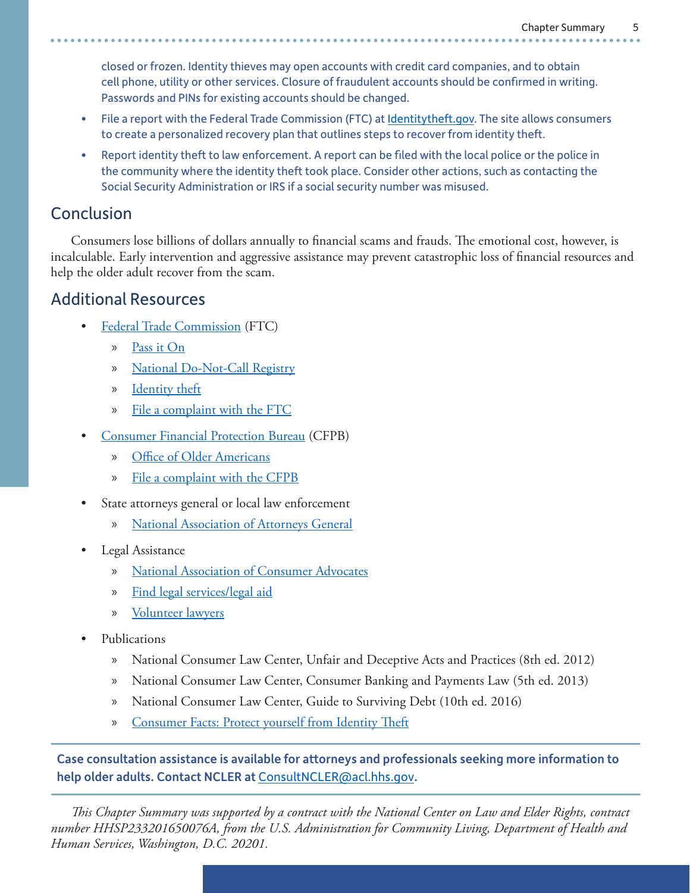closed or frozen. Identity thieves may open accounts with credit card companies, and to obtain cell phone, utility or other services. Closure of fraudulent accounts should be confirmed in writing. Passwords and PINs for existing accounts should be changed.

- File a report with the Federal Trade Commission (FTC) at Identitytheft.gov. The site allows consumers to create a personalized recovery plan that outlines steps to recover from identity theft.
- Report identity theft to law enforcement. A report can be filed with the local police or the police in the community where the identity theft took place. Consider other actions, such as contacting the Social Security Administration or IRS if a social security number was misused.

## Conclusion

Consumers lose billions of dollars annually to financial scams and frauds. The emotional cost, however, is incalculable. Early intervention and aggressive assistance may prevent catastrophic loss of financial resources and help the older adult recover from the scam.

## Additional Resources

- Federal Trade Commission (FTC)
  - Pass it On
  - National Do-Not-Call Registry
  - Identity theft
  - File a complaint with the FTC
- Consumer Financial Protection Bureau (CFPB)
  - Office of Older Americans
  - File a complaint with the CFPB
- State attorneys general or local law enforcement
  - National Association of Attorneys General
- Legal Assistance
  - National Association of Consumer Advocates
  - Find legal services/legal aid
  - Volunteer lawyers
- Publications
  - National Consumer Law Center, Unfair and Deceptive Acts and Practices (8th ed. 2012)
  - National Consumer Law Center, Consumer Banking and Payments Law (5th ed. 2013)
  - National Consumer Law Center, Guide to Surviving Debt (10th ed. 2016)
  - Consumer Facts: Protect yourself from Identity Theft

**Case consultation assistance is available for attorneys and professionals seeking more information to help older adults. Contact NCLER at ConsultNCLER@acl.hhs.gov.**

*This Chapter Summary was supported by a contract with the National Center on Law and Elder Rights, contract number HHSP233201650076A, from the U.S. Administration for Community Living, Department of Health and Human Services, Washington, D.C. 20201.*